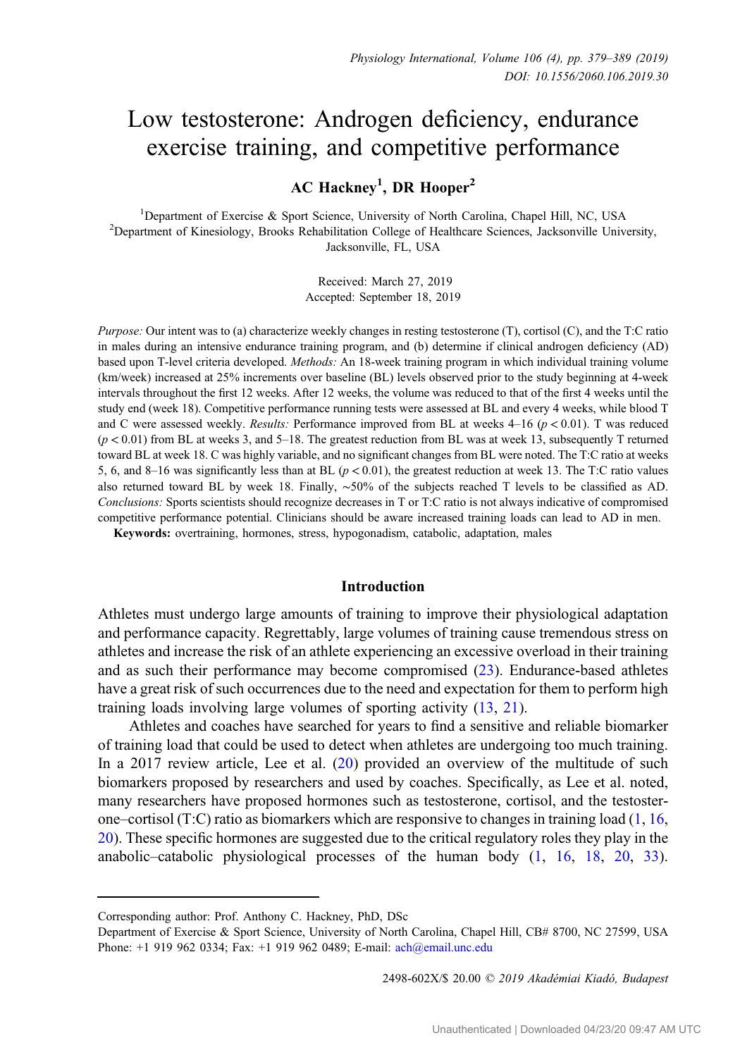# Low testosterone: Androgen deficiency, endurance exercise training, and competitive performance

**AC Hackney[1], DR Hooper[2]**

[1]Department of Exercise & Sport Science, University of North Carolina, Chapel Hill, NC, USA
[2]Department of Kinesiology, Brooks Rehabilitation College of Healthcare Sciences, Jacksonville University, Jacksonville, FL, USA

Received: March 27, 2019
Accepted: September 18, 2019

*Purpose:* Our intent was to (a) characterize weekly changes in resting testosterone (T), cortisol (C), and the T:C ratio in males during an intensive endurance training program, and (b) determine if clinical androgen deficiency (AD) based upon T-level criteria developed. *Methods:* An 18-week training program in which individual training volume (km/week) increased at 25% increments over baseline (BL) levels observed prior to the study beginning at 4-week intervals throughout the first 12 weeks. After 12 weeks, the volume was reduced to that of the first 4 weeks until the study end (week 18). Competitive performance running tests were assessed at BL and every 4 weeks, while blood T and C were assessed weekly. *Results:* Performance improved from BL at weeks 4–16 ($p < 0.01$). T was reduced ($p < 0.01$) from BL at weeks 3, and 5–18. The greatest reduction from BL was at week 13, subsequently T returned toward BL at week 18. C was highly variable, and no significant changes from BL were noted. The T:C ratio at weeks 5, 6, and 8–16 was significantly less than at BL ($p < 0.01$), the greatest reduction at week 13. The T:C ratio values also returned toward BL by week 18. Finally, ∼50% of the subjects reached T levels to be classified as AD. *Conclusions:* Sports scientists should recognize decreases in T or T:C ratio is not always indicative of compromised competitive performance potential. Clinicians should be aware increased training loads can lead to AD in men.

**Keywords:** overtraining, hormones, stress, hypogonadism, catabolic, adaptation, males

## Introduction

Athletes must undergo large amounts of training to improve their physiological adaptation and performance capacity. Regrettably, large volumes of training cause tremendous stress on athletes and increase the risk of an athlete experiencing an excessive overload in their training and as such their performance may become compromised (23). Endurance-based athletes have a great risk of such occurrences due to the need and expectation for them to perform high training loads involving large volumes of sporting activity (13, 21).

Athletes and coaches have searched for years to find a sensitive and reliable biomarker of training load that could be used to detect when athletes are undergoing too much training. In a 2017 review article, Lee et al. (20) provided an overview of the multitude of such biomarkers proposed by researchers and used by coaches. Specifically, as Lee et al. noted, many researchers have proposed hormones such as testosterone, cortisol, and the testosterone–cortisol (T:C) ratio as biomarkers which are responsive to changes in training load (1, 16, 20). These specific hormones are suggested due to the critical regulatory roles they play in the anabolic–catabolic physiological processes of the human body (1, 16, 18, 20, 33).

Corresponding author: Prof. Anthony C. Hackney, PhD, DSc
Department of Exercise & Sport Science, University of North Carolina, Chapel Hill, CB# 8700, NC 27599, USA
Phone: +1 919 962 0334; Fax: +1 919 962 0489; E-mail: ach@email.unc.edu

2498-602X/$ 20.00 © 2019 Akadémiai Kiadó, Budapest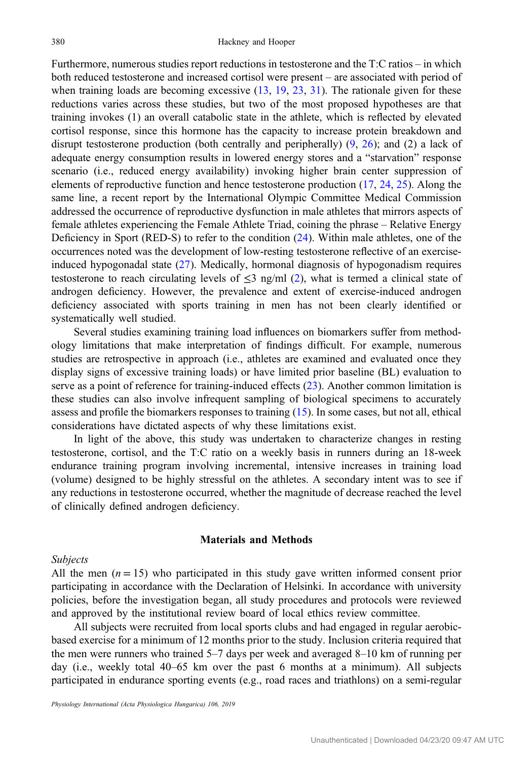Furthermore, numerous studies report reductions in testosterone and the T:C ratios – in which both reduced testosterone and increased cortisol were present – are associated with period of when training loads are becoming excessive (13, 19, 23, 31). The rationale given for these reductions varies across these studies, but two of the most proposed hypotheses are that training invokes (1) an overall catabolic state in the athlete, which is reflected by elevated cortisol response, since this hormone has the capacity to increase protein breakdown and disrupt testosterone production (both centrally and peripherally) (9, 26); and (2) a lack of adequate energy consumption results in lowered energy stores and a "starvation" response scenario (i.e., reduced energy availability) invoking higher brain center suppression of elements of reproductive function and hence testosterone production (17, 24, 25). Along the same line, a recent report by the International Olympic Committee Medical Commission addressed the occurrence of reproductive dysfunction in male athletes that mirrors aspects of female athletes experiencing the Female Athlete Triad, coining the phrase – Relative Energy Deficiency in Sport (RED-S) to refer to the condition (24). Within male athletes, one of the occurrences noted was the development of low-resting testosterone reflective of an exercise-induced hypogonadal state (27). Medically, hormonal diagnosis of hypogonadism requires testosterone to reach circulating levels of $\leq$3 ng/ml (2), what is termed a clinical state of androgen deficiency. However, the prevalence and extent of exercise-induced androgen deficiency associated with sports training in men has not been clearly identified or systematically well studied.

Several studies examining training load influences on biomarkers suffer from methodology limitations that make interpretation of findings difficult. For example, numerous studies are retrospective in approach (i.e., athletes are examined and evaluated once they display signs of excessive training loads) or have limited prior baseline (BL) evaluation to serve as a point of reference for training-induced effects (23). Another common limitation is these studies can also involve infrequent sampling of biological specimens to accurately assess and profile the biomarkers responses to training (15). In some cases, but not all, ethical considerations have dictated aspects of why these limitations exist.

In light of the above, this study was undertaken to characterize changes in resting testosterone, cortisol, and the T:C ratio on a weekly basis in runners during an 18-week endurance training program involving incremental, intensive increases in training load (volume) designed to be highly stressful on the athletes. A secondary intent was to see if any reductions in testosterone occurred, whether the magnitude of decrease reached the level of clinically defined androgen deficiency.

## Materials and Methods

*Subjects*

All the men ($n = 15$) who participated in this study gave written informed consent prior participating in accordance with the Declaration of Helsinki. In accordance with university policies, before the investigation began, all study procedures and protocols were reviewed and approved by the institutional review board of local ethics review committee.

All subjects were recruited from local sports clubs and had engaged in regular aerobic-based exercise for a minimum of 12 months prior to the study. Inclusion criteria required that the men were runners who trained 5–7 days per week and averaged 8–10 km of running per day (i.e., weekly total 40–65 km over the past 6 months at a minimum). All subjects participated in endurance sporting events (e.g., road races and triathlons) on a semi-regular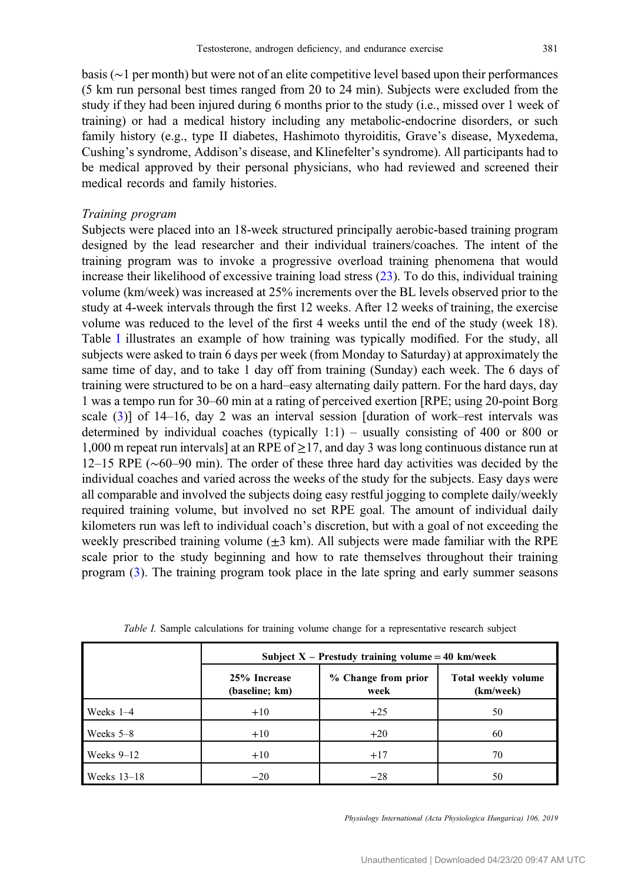basis (∼1 per month) but were not of an elite competitive level based upon their performances (5 km run personal best times ranged from 20 to 24 min). Subjects were excluded from the study if they had been injured during 6 months prior to the study (i.e., missed over 1 week of training) or had a medical history including any metabolic-endocrine disorders, or such family history (e.g., type II diabetes, Hashimoto thyroiditis, Grave's disease, Myxedema, Cushing's syndrome, Addison's disease, and Klinefelter's syndrome). All participants had to be medical approved by their personal physicians, who had reviewed and screened their medical records and family histories.

*Training program*

Subjects were placed into an 18-week structured principally aerobic-based training program designed by the lead researcher and their individual trainers/coaches. The intent of the training program was to invoke a progressive overload training phenomena that would increase their likelihood of excessive training load stress (23). To do this, individual training volume (km/week) was increased at 25% increments over the BL levels observed prior to the study at 4-week intervals through the first 12 weeks. After 12 weeks of training, the exercise volume was reduced to the level of the first 4 weeks until the end of the study (week 18). Table I illustrates an example of how training was typically modified. For the study, all subjects were asked to train 6 days per week (from Monday to Saturday) at approximately the same time of day, and to take 1 day off from training (Sunday) each week. The 6 days of training were structured to be on a hard–easy alternating daily pattern. For the hard days, day 1 was a tempo run for 30–60 min at a rating of perceived exertion [RPE; using 20-point Borg scale (3)] of 14–16, day 2 was an interval session [duration of work–rest intervals was determined by individual coaches (typically 1:1) – usually consisting of 400 or 800 or 1,000 m repeat run intervals] at an RPE of ≥17, and day 3 was long continuous distance run at 12–15 RPE (∼60–90 min). The order of these three hard day activities was decided by the individual coaches and varied across the weeks of the study for the subjects. Easy days were all comparable and involved the subjects doing easy restful jogging to complete daily/weekly required training volume, but involved no set RPE goal. The amount of individual daily kilometers run was left to individual coach's discretion, but with a goal of not exceeding the weekly prescribed training volume (±3 km). All subjects were made familiar with the RPE scale prior to the study beginning and how to rate themselves throughout their training program (3). The training program took place in the late spring and early summer seasons

*Table I.* Sample calculations for training volume change for a representative research subject

| | Subject X – Prestudy training volume = 40 km/week | | |
|---|---|---|---|
| | **25% Increase (baseline; km)** | **% Change from prior week** | **Total weekly volume (km/week)** |
| Weeks 1–4 | +10 | +25 | 50 |
| Weeks 5–8 | +10 | +20 | 60 |
| Weeks 9–12 | +10 | +17 | 70 |
| Weeks 13–18 | −20 | −28 | 50 |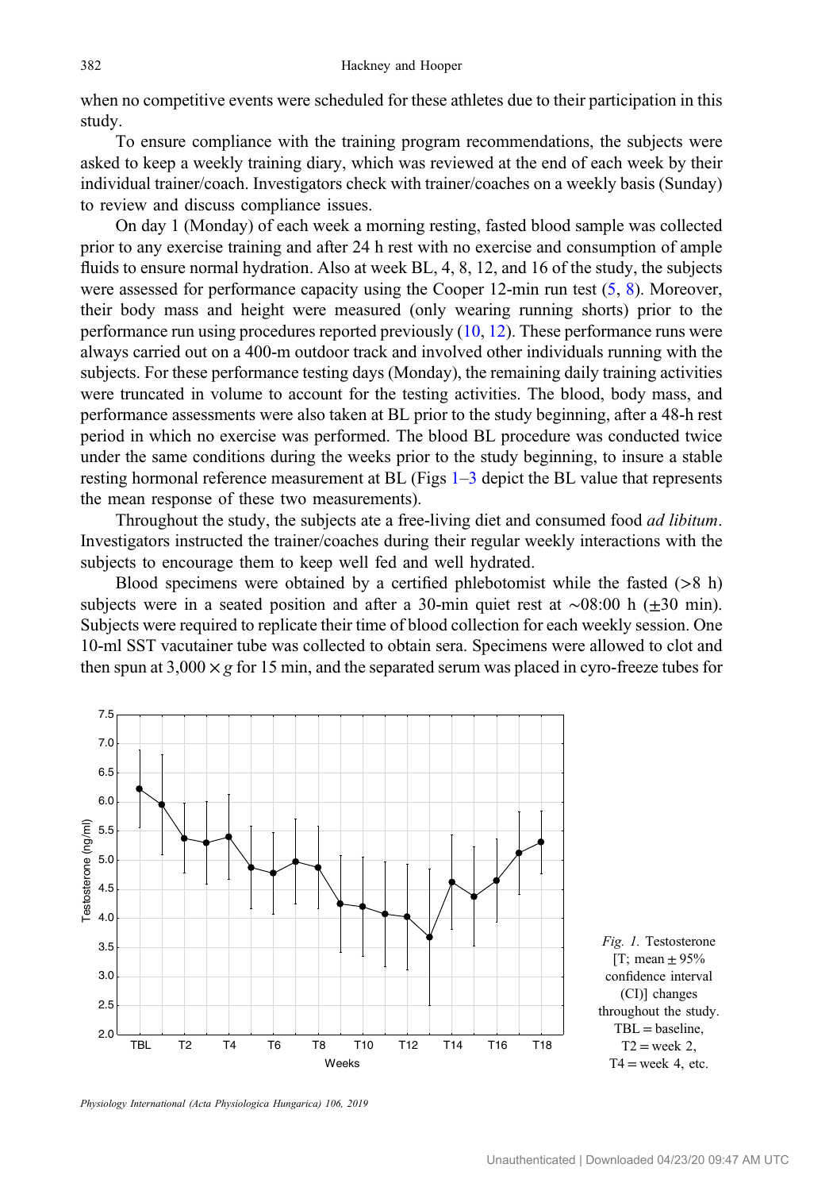when no competitive events were scheduled for these athletes due to their participation in this study.

To ensure compliance with the training program recommendations, the subjects were asked to keep a weekly training diary, which was reviewed at the end of each week by their individual trainer/coach. Investigators check with trainer/coaches on a weekly basis (Sunday) to review and discuss compliance issues.

On day 1 (Monday) of each week a morning resting, fasted blood sample was collected prior to any exercise training and after 24 h rest with no exercise and consumption of ample fluids to ensure normal hydration. Also at week BL, 4, 8, 12, and 16 of the study, the subjects were assessed for performance capacity using the Cooper 12-min run test (5, 8). Moreover, their body mass and height were measured (only wearing running shorts) prior to the performance run using procedures reported previously (10, 12). These performance runs were always carried out on a 400-m outdoor track and involved other individuals running with the subjects. For these performance testing days (Monday), the remaining daily training activities were truncated in volume to account for the testing activities. The blood, body mass, and performance assessments were also taken at BL prior to the study beginning, after a 48-h rest period in which no exercise was performed. The blood BL procedure was conducted twice under the same conditions during the weeks prior to the study beginning, to insure a stable resting hormonal reference measurement at BL (Figs 1–3 depict the BL value that represents the mean response of these two measurements).

Throughout the study, the subjects ate a free-living diet and consumed food *ad libitum*. Investigators instructed the trainer/coaches during their regular weekly interactions with the subjects to encourage them to keep well fed and well hydrated.

Blood specimens were obtained by a certified phlebotomist while the fasted (>8 h) subjects were in a seated position and after a 30-min quiet rest at ∼08:00 h (±30 min). Subjects were required to replicate their time of blood collection for each weekly session. One 10-ml SST vacutainer tube was collected to obtain sera. Specimens were allowed to clot and then spun at $3,000 \times g$ for 15 min, and the separated serum was placed in cyro-freeze tubes for

*Fig. 1.* Testosterone [T; mean ± 95% confidence interval (CI)] changes throughout the study. TBL = baseline, T2 = week 2, T4 = week 4, etc.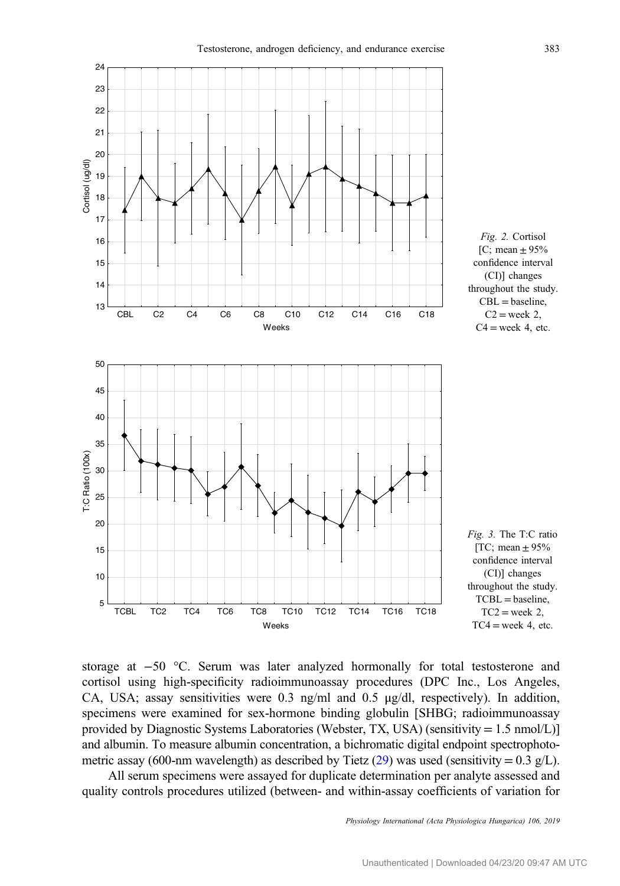*Fig. 2.* Cortisol [C; mean ± 95% confidence interval (CI)] changes throughout the study. CBL = baseline, C2 = week 2, C4 = week 4, etc.

*Fig. 3.* The T:C ratio [TC; mean ± 95% confidence interval (CI)] changes throughout the study. TCBL = baseline, TC2 = week 2, TC4 = week 4, etc.

storage at −50 °C. Serum was later analyzed hormonally for total testosterone and cortisol using high-specificity radioimmunoassay procedures (DPC Inc., Los Angeles, CA, USA; assay sensitivities were 0.3 ng/ml and 0.5 μg/dl, respectively). In addition, specimens were examined for sex-hormone binding globulin [SHBG; radioimmunoassay provided by Diagnostic Systems Laboratories (Webster, TX, USA) (sensitivity = 1.5 nmol/L)] and albumin. To measure albumin concentration, a bichromatic digital endpoint spectrophotometric assay (600-nm wavelength) as described by Tietz (29) was used (sensitivity = 0.3 g/L).

All serum specimens were assayed for duplicate determination per analyte assessed and quality controls procedures utilized (between- and within-assay coefficients of variation for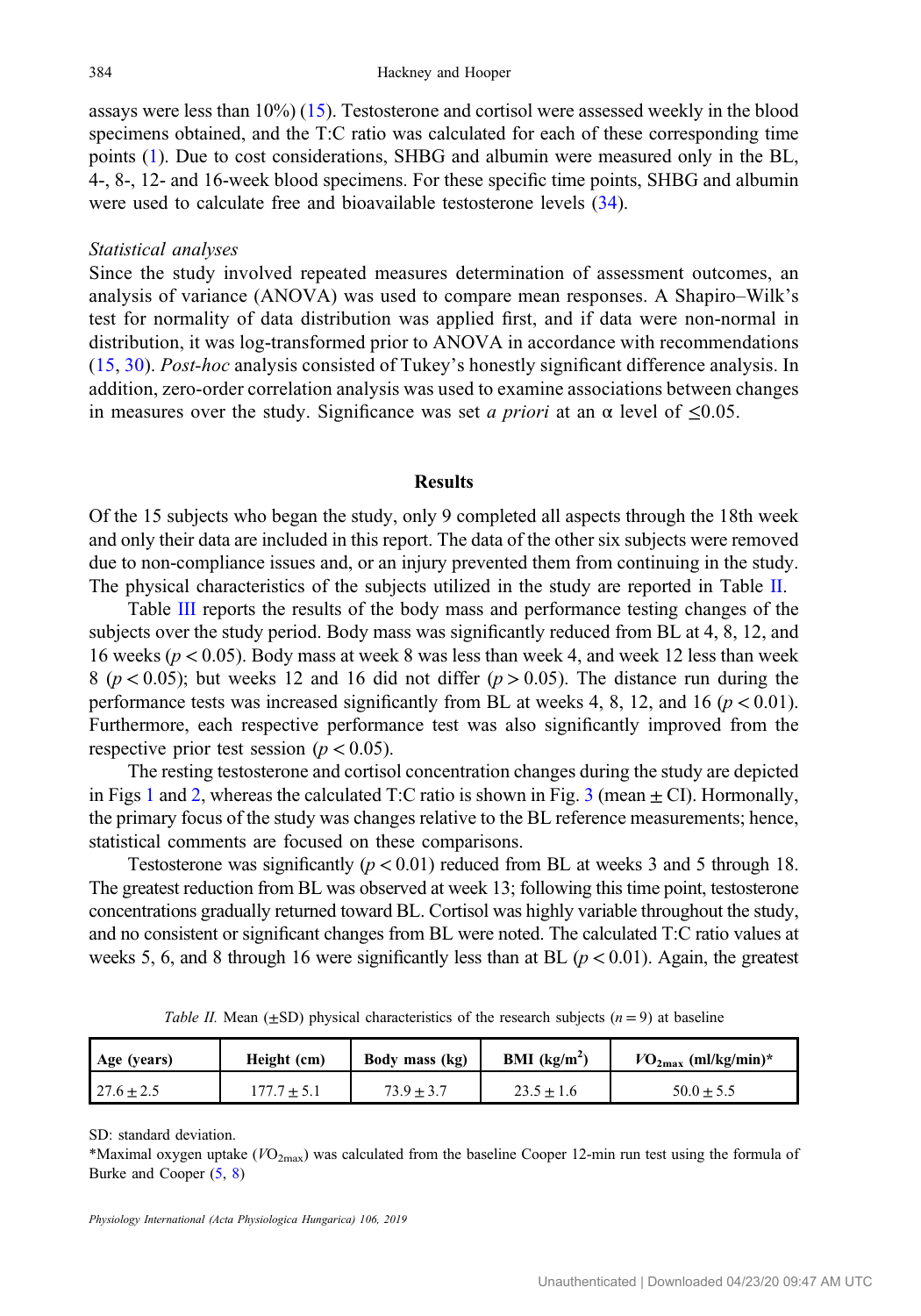assays were less than 10%) (15). Testosterone and cortisol were assessed weekly in the blood specimens obtained, and the T:C ratio was calculated for each of these corresponding time points (1). Due to cost considerations, SHBG and albumin were measured only in the BL, 4-, 8-, 12- and 16-week blood specimens. For these specific time points, SHBG and albumin were used to calculate free and bioavailable testosterone levels (34).

### *Statistical analyses*

Since the study involved repeated measures determination of assessment outcomes, an analysis of variance (ANOVA) was used to compare mean responses. A Shapiro–Wilk's test for normality of data distribution was applied first, and if data were non-normal in distribution, it was log-transformed prior to ANOVA in accordance with recommendations (15, 30). *Post-hoc* analysis consisted of Tukey's honestly significant difference analysis. In addition, zero-order correlation analysis was used to examine associations between changes in measures over the study. Significance was set *a priori* at an α level of ≤0.05.

## Results

Of the 15 subjects who began the study, only 9 completed all aspects through the 18th week and only their data are included in this report. The data of the other six subjects were removed due to non-compliance issues and, or an injury prevented them from continuing in the study. The physical characteristics of the subjects utilized in the study are reported in Table II.

Table III reports the results of the body mass and performance testing changes of the subjects over the study period. Body mass was significantly reduced from BL at 4, 8, 12, and 16 weeks ($p < 0.05$). Body mass at week 8 was less than week 4, and week 12 less than week 8 ($p < 0.05$); but weeks 12 and 16 did not differ ($p > 0.05$). The distance run during the performance tests was increased significantly from BL at weeks 4, 8, 12, and 16 ($p < 0.01$). Furthermore, each respective performance test was also significantly improved from the respective prior test session ($p < 0.05$).

The resting testosterone and cortisol concentration changes during the study are depicted in Figs 1 and 2, whereas the calculated T:C ratio is shown in Fig. 3 (mean ± CI). Hormonally, the primary focus of the study was changes relative to the BL reference measurements; hence, statistical comments are focused on these comparisons.

Testosterone was significantly ($p < 0.01$) reduced from BL at weeks 3 and 5 through 18. The greatest reduction from BL was observed at week 13; following this time point, testosterone concentrations gradually returned toward BL. Cortisol was highly variable throughout the study, and no consistent or significant changes from BL were noted. The calculated T:C ratio values at weeks 5, 6, and 8 through 16 were significantly less than at BL ($p < 0.01$). Again, the greatest

*Table II.* Mean (±SD) physical characteristics of the research subjects ($n = 9$) at baseline

| Age (years) | Height (cm) | Body mass (kg) | BMI ($kg/m^2$) | $VO_{2max}$ (ml/kg/min)* |
|---|---|---|---|---|
| 27.6 ± 2.5 | 177.7 ± 5.1 | 73.9 ± 3.7 | 23.5 ± 1.6 | 50.0 ± 5.5 |

SD: standard deviation.

*Maximal oxygen uptake ($VO_{2max}$) was calculated from the baseline Cooper 12-min run test using the formula of Burke and Cooper (5, 8)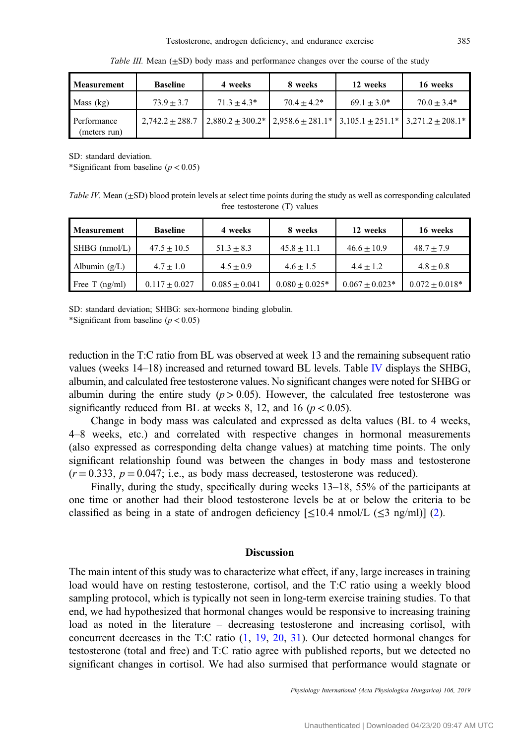*Table III.* Mean (±SD) body mass and performance changes over the course of the study

| Measurement | Baseline | 4 weeks | 8 weeks | 12 weeks | 16 weeks |
|---|---|---|---|---|---|
| Mass (kg) | 73.9 ± 3.7 | 71.3 ± 4.3* | 70.4 ± 4.2* | 69.1 ± 3.0* | 70.0 ± 3.4* |
| Performance (meters run) | 2,742.2 ± 288.7 | 2,880.2 ± 300.2* | 2,958.6 ± 281.1* | 3,105.1 ± 251.1* | 3,271.2 ± 208.1* |

SD: standard deviation.
*Significant from baseline ($p < 0.05$)

*Table IV.* Mean (±SD) blood protein levels at select time points during the study as well as corresponding calculated free testosterone (T) values

| Measurement | Baseline | 4 weeks | 8 weeks | 12 weeks | 16 weeks |
|---|---|---|---|---|---|
| SHBG (nmol/L) | 47.5 ± 10.5 | 51.3 ± 8.3 | 45.8 ± 11.1 | 46.6 ± 10.9 | 48.7 ± 7.9 |
| Albumin (g/L) | 4.7 ± 1.0 | 4.5 ± 0.9 | 4.6 ± 1.5 | 4.4 ± 1.2 | 4.8 ± 0.8 |
| Free T (ng/ml) | 0.117 ± 0.027 | 0.085 ± 0.041 | 0.080 ± 0.025* | 0.067 ± 0.023* | 0.072 ± 0.018* |

SD: standard deviation; SHBG: sex-hormone binding globulin.
*Significant from baseline ($p < 0.05$)

reduction in the T:C ratio from BL was observed at week 13 and the remaining subsequent ratio values (weeks 14–18) increased and returned toward BL levels. Table IV displays the SHBG, albumin, and calculated free testosterone values. No significant changes were noted for SHBG or albumin during the entire study ($p > 0.05$). However, the calculated free testosterone was significantly reduced from BL at weeks 8, 12, and 16 ($p < 0.05$).

Change in body mass was calculated and expressed as delta values (BL to 4 weeks, 4–8 weeks, etc.) and correlated with respective changes in hormonal measurements (also expressed as corresponding delta change values) at matching time points. The only significant relationship found was between the changes in body mass and testosterone ($r = 0.333$, $p = 0.047$; i.e., as body mass decreased, testosterone was reduced).

Finally, during the study, specifically during weeks 13–18, 55% of the participants at one time or another had their blood testosterone levels be at or below the criteria to be classified as being in a state of androgen deficiency [≤10.4 nmol/L (≤3 ng/ml)] (2).

## Discussion

The main intent of this study was to characterize what effect, if any, large increases in training load would have on resting testosterone, cortisol, and the T:C ratio using a weekly blood sampling protocol, which is typically not seen in long-term exercise training studies. To that end, we had hypothesized that hormonal changes would be responsive to increasing training load as noted in the literature – decreasing testosterone and increasing cortisol, with concurrent decreases in the T:C ratio (1, 19, 20, 31). Our detected hormonal changes for testosterone (total and free) and T:C ratio agree with published reports, but we detected no significant changes in cortisol. We had also surmised that performance would stagnate or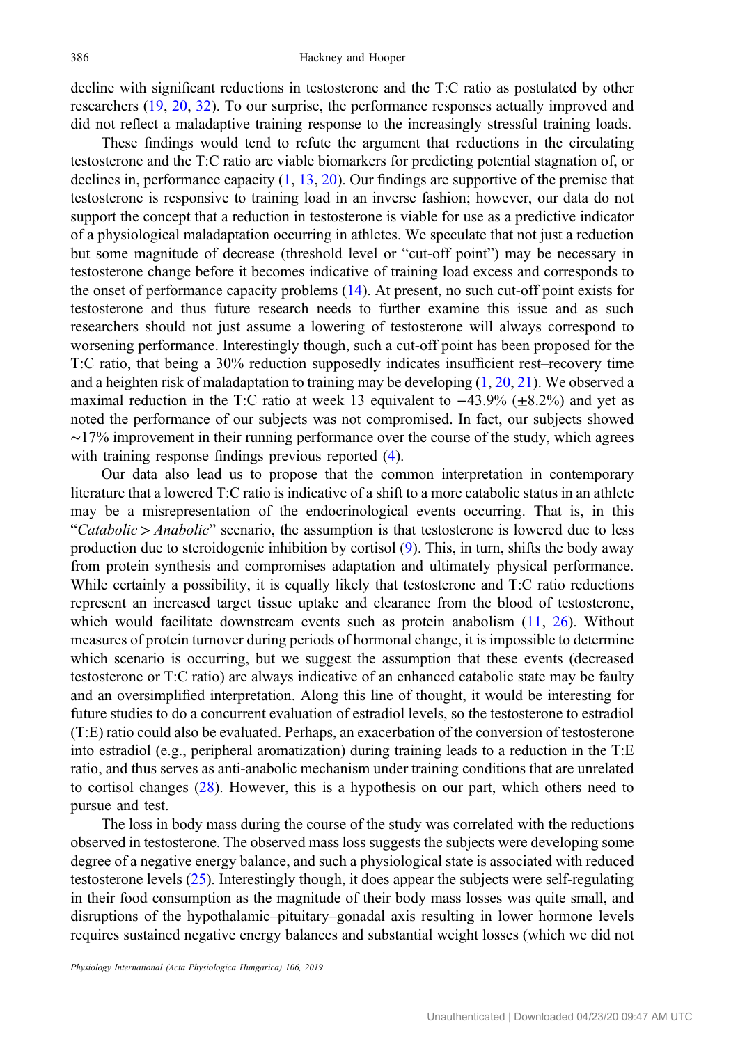decline with significant reductions in testosterone and the T:C ratio as postulated by other researchers (19, 20, 32). To our surprise, the performance responses actually improved and did not reflect a maladaptive training response to the increasingly stressful training loads.

These findings would tend to refute the argument that reductions in the circulating testosterone and the T:C ratio are viable biomarkers for predicting potential stagnation of, or declines in, performance capacity (1, 13, 20). Our findings are supportive of the premise that testosterone is responsive to training load in an inverse fashion; however, our data do not support the concept that a reduction in testosterone is viable for use as a predictive indicator of a physiological maladaptation occurring in athletes. We speculate that not just a reduction but some magnitude of decrease (threshold level or "cut-off point") may be necessary in testosterone change before it becomes indicative of training load excess and corresponds to the onset of performance capacity problems (14). At present, no such cut-off point exists for testosterone and thus future research needs to further examine this issue and as such researchers should not just assume a lowering of testosterone will always correspond to worsening performance. Interestingly though, such a cut-off point has been proposed for the T:C ratio, that being a 30% reduction supposedly indicates insufficient rest–recovery time and a heighten risk of maladaptation to training may be developing (1, 20, 21). We observed a maximal reduction in the T:C ratio at week 13 equivalent to −43.9% (±8.2%) and yet as noted the performance of our subjects was not compromised. In fact, our subjects showed ~17% improvement in their running performance over the course of the study, which agrees with training response findings previous reported (4).

Our data also lead us to propose that the common interpretation in contemporary literature that a lowered T:C ratio is indicative of a shift to a more catabolic status in an athlete may be a misrepresentation of the endocrinological events occurring. That is, in this "*Catabolic* > *Anabolic*" scenario, the assumption is that testosterone is lowered due to less production due to steroidogenic inhibition by cortisol (9). This, in turn, shifts the body away from protein synthesis and compromises adaptation and ultimately physical performance. While certainly a possibility, it is equally likely that testosterone and T:C ratio reductions represent an increased target tissue uptake and clearance from the blood of testosterone, which would facilitate downstream events such as protein anabolism (11, 26). Without measures of protein turnover during periods of hormonal change, it is impossible to determine which scenario is occurring, but we suggest the assumption that these events (decreased testosterone or T:C ratio) are always indicative of an enhanced catabolic state may be faulty and an oversimplified interpretation. Along this line of thought, it would be interesting for future studies to do a concurrent evaluation of estradiol levels, so the testosterone to estradiol (T:E) ratio could also be evaluated. Perhaps, an exacerbation of the conversion of testosterone into estradiol (e.g., peripheral aromatization) during training leads to a reduction in the T:E ratio, and thus serves as anti-anabolic mechanism under training conditions that are unrelated to cortisol changes (28). However, this is a hypothesis on our part, which others need to pursue and test.

The loss in body mass during the course of the study was correlated with the reductions observed in testosterone. The observed mass loss suggests the subjects were developing some degree of a negative energy balance, and such a physiological state is associated with reduced testosterone levels (25). Interestingly though, it does appear the subjects were self-regulating in their food consumption as the magnitude of their body mass losses was quite small, and disruptions of the hypothalamic–pituitary–gonadal axis resulting in lower hormone levels requires sustained negative energy balances and substantial weight losses (which we did not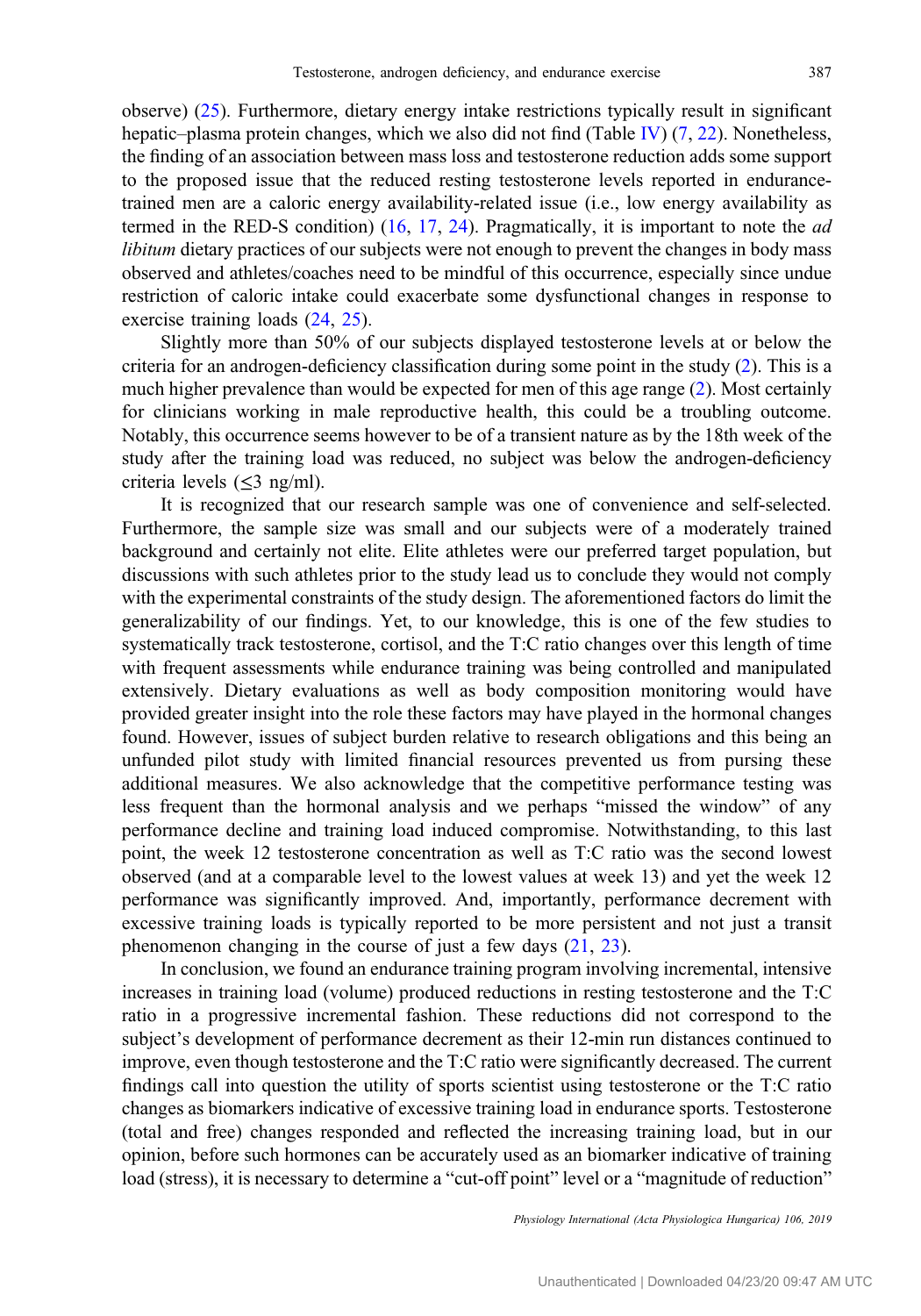observe) (25). Furthermore, dietary energy intake restrictions typically result in significant hepatic–plasma protein changes, which we also did not find (Table IV) (7, 22). Nonetheless, the finding of an association between mass loss and testosterone reduction adds some support to the proposed issue that the reduced resting testosterone levels reported in endurance-trained men are a caloric energy availability-related issue (i.e., low energy availability as termed in the RED-S condition) (16, 17, 24). Pragmatically, it is important to note the *ad libitum* dietary practices of our subjects were not enough to prevent the changes in body mass observed and athletes/coaches need to be mindful of this occurrence, especially since undue restriction of caloric intake could exacerbate some dysfunctional changes in response to exercise training loads (24, 25).

Slightly more than 50% of our subjects displayed testosterone levels at or below the criteria for an androgen-deficiency classification during some point in the study (2). This is a much higher prevalence than would be expected for men of this age range (2). Most certainly for clinicians working in male reproductive health, this could be a troubling outcome. Notably, this occurrence seems however to be of a transient nature as by the 18th week of the study after the training load was reduced, no subject was below the androgen-deficiency criteria levels (≤3 ng/ml).

It is recognized that our research sample was one of convenience and self-selected. Furthermore, the sample size was small and our subjects were of a moderately trained background and certainly not elite. Elite athletes were our preferred target population, but discussions with such athletes prior to the study lead us to conclude they would not comply with the experimental constraints of the study design. The aforementioned factors do limit the generalizability of our findings. Yet, to our knowledge, this is one of the few studies to systematically track testosterone, cortisol, and the T:C ratio changes over this length of time with frequent assessments while endurance training was being controlled and manipulated extensively. Dietary evaluations as well as body composition monitoring would have provided greater insight into the role these factors may have played in the hormonal changes found. However, issues of subject burden relative to research obligations and this being an unfunded pilot study with limited financial resources prevented us from pursing these additional measures. We also acknowledge that the competitive performance testing was less frequent than the hormonal analysis and we perhaps "missed the window" of any performance decline and training load induced compromise. Notwithstanding, to this last point, the week 12 testosterone concentration as well as T:C ratio was the second lowest observed (and at a comparable level to the lowest values at week 13) and yet the week 12 performance was significantly improved. And, importantly, performance decrement with excessive training loads is typically reported to be more persistent and not just a transit phenomenon changing in the course of just a few days (21, 23).

In conclusion, we found an endurance training program involving incremental, intensive increases in training load (volume) produced reductions in resting testosterone and the T:C ratio in a progressive incremental fashion. These reductions did not correspond to the subject's development of performance decrement as their 12-min run distances continued to improve, even though testosterone and the T:C ratio were significantly decreased. The current findings call into question the utility of sports scientist using testosterone or the T:C ratio changes as biomarkers indicative of excessive training load in endurance sports. Testosterone (total and free) changes responded and reflected the increasing training load, but in our opinion, before such hormones can be accurately used as an biomarker indicative of training load (stress), it is necessary to determine a "cut-off point" level or a "magnitude of reduction"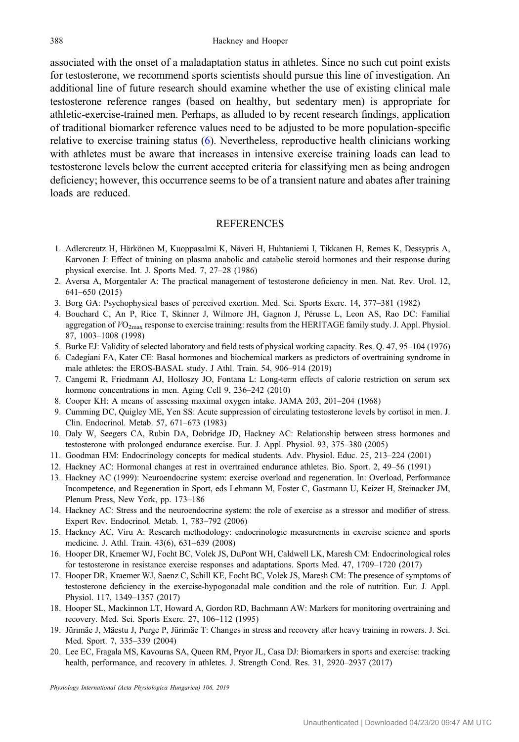associated with the onset of a maladaptation status in athletes. Since no such cut point exists for testosterone, we recommend sports scientists should pursue this line of investigation. An additional line of future research should examine whether the use of existing clinical male testosterone reference ranges (based on healthy, but sedentary men) is appropriate for athletic-exercise-trained men. Perhaps, as alluded to by recent research findings, application of traditional biomarker reference values need to be adjusted to be more population-specific relative to exercise training status (6). Nevertheless, reproductive health clinicians working with athletes must be aware that increases in intensive exercise training loads can lead to testosterone levels below the current accepted criteria for classifying men as being androgen deficiency; however, this occurrence seems to be of a transient nature and abates after training loads are reduced.

## REFERENCES

1. Adlercreutz H, Härkönen M, Kuoppasalmi K, Näveri H, Huhtaniemi I, Tikkanen H, Remes K, Dessypris A, Karvonen J: Effect of training on plasma anabolic and catabolic steroid hormones and their response during physical exercise. Int. J. Sports Med. 7, 27–28 (1986)
2. Aversa A, Morgentaler A: The practical management of testosterone deficiency in men. Nat. Rev. Urol. 12, 641–650 (2015)
3. Borg GA: Psychophysical bases of perceived exertion. Med. Sci. Sports Exerc. 14, 377–381 (1982)
4. Bouchard C, An P, Rice T, Skinner J, Wilmore JH, Gagnon J, Pérusse L, Leon AS, Rao DC: Familial aggregation of $\dot{V}O_{2max}$ response to exercise training: results from the HERITAGE family study. J. Appl. Physiol. 87, 1003–1008 (1998)
5. Burke EJ: Validity of selected laboratory and field tests of physical working capacity. Res. Q. 47, 95–104 (1976)
6. Cadegiani FA, Kater CE: Basal hormones and biochemical markers as predictors of overtraining syndrome in male athletes: the EROS-BASAL study. J Athl. Train. 54, 906–914 (2019)
7. Cangemi R, Friedmann AJ, Holloszy JO, Fontana L: Long-term effects of calorie restriction on serum sex hormone concentrations in men. Aging Cell 9, 236–242 (2010)
8. Cooper KH: A means of assessing maximal oxygen intake. JAMA 203, 201–204 (1968)
9. Cumming DC, Quigley ME, Yen SS: Acute suppression of circulating testosterone levels by cortisol in men. J. Clin. Endocrinol. Metab. 57, 671–673 (1983)
10. Daly W, Seegers CA, Rubin DA, Dobridge JD, Hackney AC: Relationship between stress hormones and testosterone with prolonged endurance exercise. Eur. J. Appl. Physiol. 93, 375–380 (2005)
11. Goodman HM: Endocrinology concepts for medical students. Adv. Physiol. Educ. 25, 213–224 (2001)
12. Hackney AC: Hormonal changes at rest in overtrained endurance athletes. Bio. Sport. 2, 49–56 (1991)
13. Hackney AC (1999): Neuroendocrine system: exercise overload and regeneration. In: Overload, Performance Incompetence, and Regeneration in Sport, eds Lehmann M, Foster C, Gastmann U, Keizer H, Steinacker JM, Plenum Press, New York, pp. 173–186
14. Hackney AC: Stress and the neuroendocrine system: the role of exercise as a stressor and modifier of stress. Expert Rev. Endocrinol. Metab. 1, 783–792 (2006)
15. Hackney AC, Viru A: Research methodology: endocrinologic measurements in exercise science and sports medicine. J. Athl. Train. 43(6), 631–639 (2008)
16. Hooper DR, Kraemer WJ, Focht BC, Volek JS, DuPont WH, Caldwell LK, Maresh CM: Endocrinological roles for testosterone in resistance exercise responses and adaptations. Sports Med. 47, 1709–1720 (2017)
17. Hooper DR, Kraemer WJ, Saenz C, Schill KE, Focht BC, Volek JS, Maresh CM: The presence of symptoms of testosterone deficiency in the exercise-hypogonadal male condition and the role of nutrition. Eur. J. Appl. Physiol. 117, 1349–1357 (2017)
18. Hooper SL, Mackinnon LT, Howard A, Gordon RD, Bachmann AW: Markers for monitoring overtraining and recovery. Med. Sci. Sports Exerc. 27, 106–112 (1995)
19. Jürimäe J, Mäestu J, Purge P, Jürimäe T: Changes in stress and recovery after heavy training in rowers. J. Sci. Med. Sport. 7, 335–339 (2004)
20. Lee EC, Fragala MS, Kavouras SA, Queen RM, Pryor JL, Casa DJ: Biomarkers in sports and exercise: tracking health, performance, and recovery in athletes. J. Strength Cond. Res. 31, 2920–2937 (2017)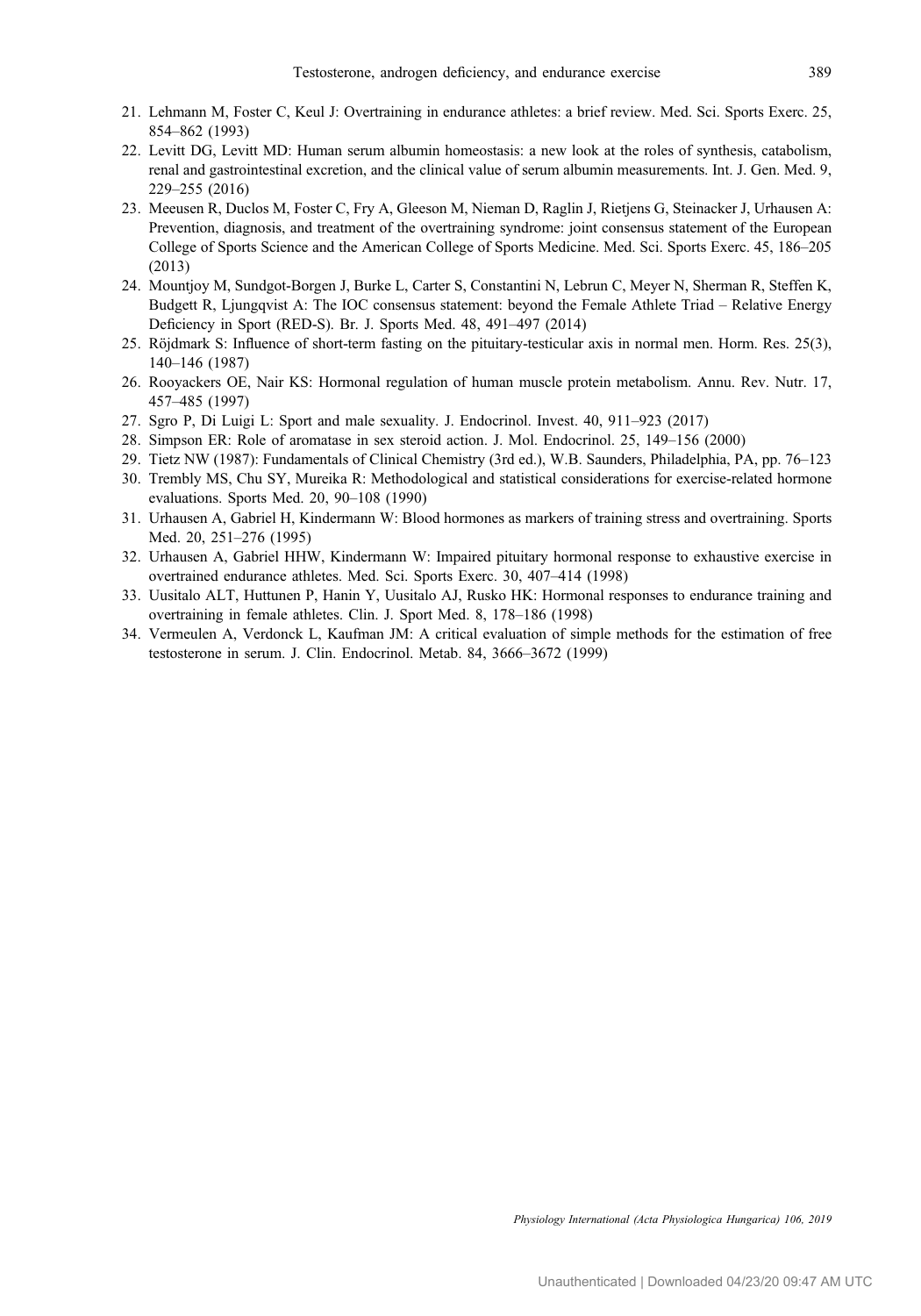21. Lehmann M, Foster C, Keul J: Overtraining in endurance athletes: a brief review. Med. Sci. Sports Exerc. 25, 854–862 (1993)
22. Levitt DG, Levitt MD: Human serum albumin homeostasis: a new look at the roles of synthesis, catabolism, renal and gastrointestinal excretion, and the clinical value of serum albumin measurements. Int. J. Gen. Med. 9, 229–255 (2016)
23. Meeusen R, Duclos M, Foster C, Fry A, Gleeson M, Nieman D, Raglin J, Rietjens G, Steinacker J, Urhausen A: Prevention, diagnosis, and treatment of the overtraining syndrome: joint consensus statement of the European College of Sports Science and the American College of Sports Medicine. Med. Sci. Sports Exerc. 45, 186–205 (2013)
24. Mountjoy M, Sundgot-Borgen J, Burke L, Carter S, Constantini N, Lebrun C, Meyer N, Sherman R, Steffen K, Budgett R, Ljungqvist A: The IOC consensus statement: beyond the Female Athlete Triad – Relative Energy Deficiency in Sport (RED-S). Br. J. Sports Med. 48, 491–497 (2014)
25. Röjdmark S: Influence of short-term fasting on the pituitary-testicular axis in normal men. Horm. Res. 25(3), 140–146 (1987)
26. Rooyackers OE, Nair KS: Hormonal regulation of human muscle protein metabolism. Annu. Rev. Nutr. 17, 457–485 (1997)
27. Sgro P, Di Luigi L: Sport and male sexuality. J. Endocrinol. Invest. 40, 911–923 (2017)
28. Simpson ER: Role of aromatase in sex steroid action. J. Mol. Endocrinol. 25, 149–156 (2000)
29. Tietz NW (1987): Fundamentals of Clinical Chemistry (3rd ed.), W.B. Saunders, Philadelphia, PA, pp. 76–123
30. Trembly MS, Chu SY, Mureika R: Methodological and statistical considerations for exercise-related hormone evaluations. Sports Med. 20, 90–108 (1990)
31. Urhausen A, Gabriel H, Kindermann W: Blood hormones as markers of training stress and overtraining. Sports Med. 20, 251–276 (1995)
32. Urhausen A, Gabriel HHW, Kindermann W: Impaired pituitary hormonal response to exhaustive exercise in overtrained endurance athletes. Med. Sci. Sports Exerc. 30, 407–414 (1998)
33. Uusitalo ALT, Huttunen P, Hanin Y, Uusitalo AJ, Rusko HK: Hormonal responses to endurance training and overtraining in female athletes. Clin. J. Sport Med. 8, 178–186 (1998)
34. Vermeulen A, Verdonck L, Kaufman JM: A critical evaluation of simple methods for the estimation of free testosterone in serum. J. Clin. Endocrinol. Metab. 84, 3666–3672 (1999)